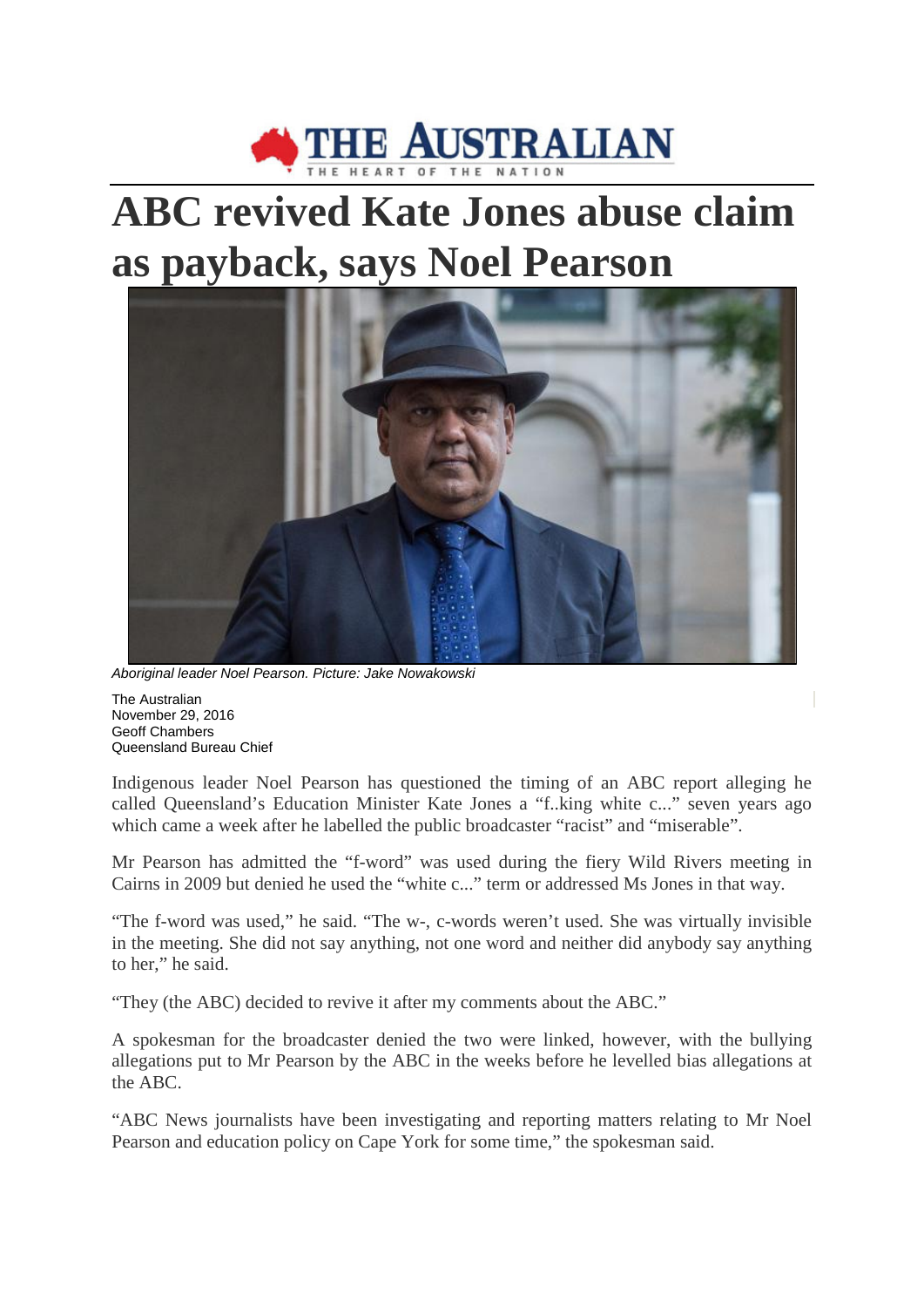# ABC revived Kate Jones abuse claim as payback, says Noel Pearson

*Aboriginal leader Noel Pearson. Picture: Jake Nowakowski*

The Australian
November 29, 2016
Geoff Chambers
Queensland Bureau Chief

Indigenous leader Noel Pearson has questioned the timing of an ABC report alleging he called Queensland's Education Minister Kate Jones a "f..king white c..." seven years ago which came a week after he labelled the public broadcaster "racist" and "miserable".

Mr Pearson has admitted the "f-word" was used during the fiery Wild Rivers meeting in Cairns in 2009 but denied he used the "white c..." term or addressed Ms Jones in that way.

"The f-word was used," he said. "The w-, c-words weren't used. She was virtually invisible in the meeting. She did not say anything, not one word and neither did anybody say anything to her," he said.

"They (the ABC) decided to revive it after my comments about the ABC."

A spokesman for the broadcaster denied the two were linked, however, with the bullying allegations put to Mr Pearson by the ABC in the weeks before he levelled bias allegations at the ABC.

"ABC News journalists have been investigating and reporting matters relating to Mr Noel Pearson and education policy on Cape York for some time," the spokesman said.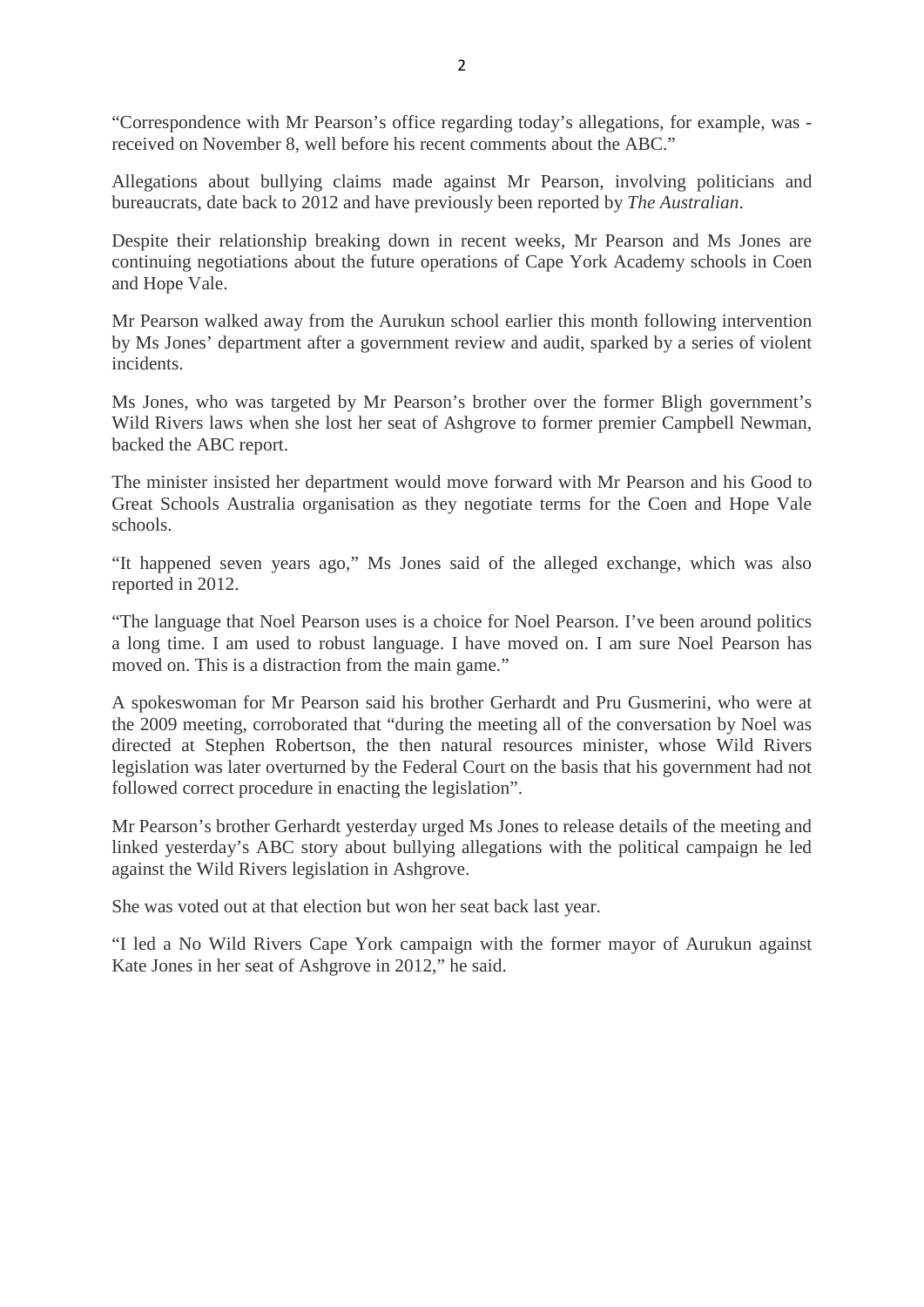"Correspondence with Mr Pearson's office regarding today's allegations, for example, was - received on November 8, well before his recent comments about the ABC."

Allegations about bullying claims made against Mr Pearson, involving politicians and bureaucrats, date back to 2012 and have previously been reported by *The Australian*.

Despite their relationship breaking down in recent weeks, Mr Pearson and Ms Jones are continuing negotiations about the future operations of Cape York Academy schools in Coen and Hope Vale.

Mr Pearson walked away from the Aurukun school earlier this month following intervention by Ms Jones' department after a government review and audit, sparked by a series of violent incidents.

Ms Jones, who was targeted by Mr Pearson's brother over the former Bligh government's Wild Rivers laws when she lost her seat of Ashgrove to former premier Campbell Newman, backed the ABC report.

The minister insisted her department would move forward with Mr Pearson and his Good to Great Schools Australia organisation as they negotiate terms for the Coen and Hope Vale schools.

"It happened seven years ago," Ms Jones said of the alleged exchange, which was also reported in 2012.

"The language that Noel Pearson uses is a choice for Noel Pearson. I've been around politics a long time. I am used to robust language. I have moved on. I am sure Noel Pearson has moved on. This is a distraction from the main game."

A spokeswoman for Mr Pearson said his brother Gerhardt and Pru Gusmerini, who were at the 2009 meeting, corroborated that "during the meeting all of the conversation by Noel was directed at Stephen Robertson, the then natural resources minister, whose Wild Rivers legislation was later overturned by the Federal Court on the basis that his government had not followed correct procedure in enacting the legislation".

Mr Pearson's brother Gerhardt yesterday urged Ms Jones to release details of the meeting and linked yesterday's ABC story about bullying allegations with the political campaign he led against the Wild Rivers legislation in Ashgrove.

She was voted out at that election but won her seat back last year.

"I led a No Wild Rivers Cape York campaign with the former mayor of Aurukun against Kate Jones in her seat of Ashgrove in 2012," he said.